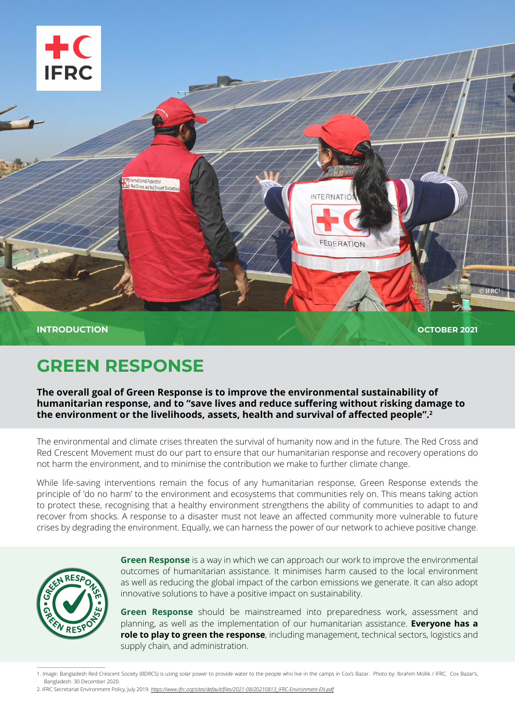INTRODUCTION

OCTOBER 2021

# GREEN RESPONSE

**The overall goal of Green Response is to improve the environmental sustainability of humanitarian response, and to "save lives and reduce suffering without risking damage to the environment or the livelihoods, assets, health and survival of affected people".[2]**

The environmental and climate crises threaten the survival of humanity now and in the future. The Red Cross and Red Crescent Movement must do our part to ensure that our humanitarian response and recovery operations do not harm the environment, and to minimise the contribution we make to further climate change.

While life-saving interventions remain the focus of any humanitarian response, Green Response extends the principle of 'do no harm' to the environment and ecosystems that communities rely on. This means taking action to protect these, recognising that a healthy environment strengthens the ability of communities to adapt to and recover from shocks. A response to a disaster must not leave an affected community more vulnerable to future crises by degrading the environment. Equally, we can harness the power of our network to achieve positive change.

**Green Response** is a way in which we can approach our work to improve the environmental outcomes of humanitarian assistance. It minimises harm caused to the local environment as well as reducing the global impact of the carbon emissions we generate. It can also adopt innovative solutions to have a positive impact on sustainability.

**Green Response** should be mainstreamed into preparedness work, assessment and planning, as well as the implementation of our humanitarian assistance. **Everyone has a role to play to green the response**, including management, technical sectors, logistics and supply chain, and administration.

1. Image: Bangladesh Red Crescent Society (BDRCS) is using solar power to provide water to the people who live in the camps in Cox's Bazar. Photo by: Ibrahim Mollik / IFRC, Cox Bazar's, Bangladesh. 30 December 2020.

2. IFRC Secretariat Environment Policy, July 2019. *https://www.ifrc.org/sites/default/files/2021-08/20210813_IFRC-Environment-EN.pdf*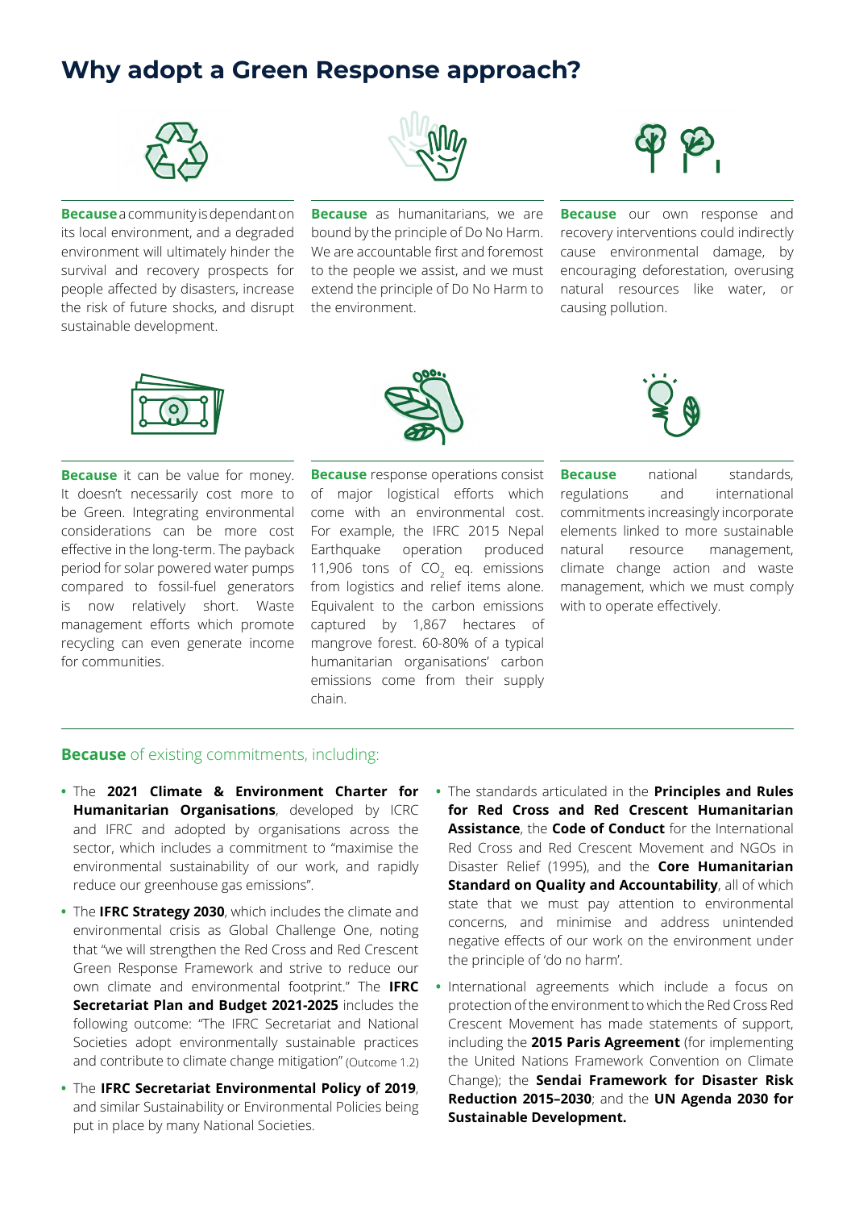# Why adopt a Green Response approach?

**Because** a community is dependant on its local environment, and a degraded environment will ultimately hinder the survival and recovery prospects for people affected by disasters, increase the risk of future shocks, and disrupt sustainable development.

**Because** as humanitarians, we are bound by the principle of Do No Harm. We are accountable first and foremost to the people we assist, and we must extend the principle of Do No Harm to the environment.

**Because** our own response and recovery interventions could indirectly cause environmental damage, by encouraging deforestation, overusing natural resources like water, or causing pollution.

**Because** it can be value for money. It doesn't necessarily cost more to be Green. Integrating environmental considerations can be more cost effective in the long-term. The payback period for solar powered water pumps compared to fossil-fuel generators is now relatively short. Waste management efforts which promote recycling can even generate income for communities.

**Because** response operations consist of major logistical efforts which come with an environmental cost. For example, the IFRC 2015 Nepal Earthquake operation produced 11,906 tons of $CO_2$ eq. emissions from logistics and relief items alone. Equivalent to the carbon emissions captured by 1,867 hectares of mangrove forest. 60-80% of a typical humanitarian organisations' carbon emissions come from their supply chain.

**Because** national standards, regulations and international commitments increasingly incorporate elements linked to more sustainable natural resource management, climate change action and waste management, which we must comply with to operate effectively.

**Because** of existing commitments, including:

- The **2021 Climate & Environment Charter for Humanitarian Organisations**, developed by ICRC and IFRC and adopted by organisations across the sector, which includes a commitment to "maximise the environmental sustainability of our work, and rapidly reduce our greenhouse gas emissions".
- The **IFRC Strategy 2030**, which includes the climate and environmental crisis as Global Challenge One, noting that "we will strengthen the Red Cross and Red Crescent Green Response Framework and strive to reduce our own climate and environmental footprint." The **IFRC Secretariat Plan and Budget 2021-2025** includes the following outcome: "The IFRC Secretariat and National Societies adopt environmentally sustainable practices and contribute to climate change mitigation" (Outcome 1.2)
- The **IFRC Secretariat Environmental Policy of 2019**, and similar Sustainability or Environmental Policies being put in place by many National Societies.
- The standards articulated in the **Principles and Rules for Red Cross and Red Crescent Humanitarian Assistance**, the **Code of Conduct** for the International Red Cross and Red Crescent Movement and NGOs in Disaster Relief (1995), and the **Core Humanitarian Standard on Quality and Accountability**, all of which state that we must pay attention to environmental concerns, and minimise and address unintended negative effects of our work on the environment under the principle of 'do no harm'.
- International agreements which include a focus on protection of the environment to which the Red Cross Red Crescent Movement has made statements of support, including the **2015 Paris Agreement** (for implementing the United Nations Framework Convention on Climate Change); the **Sendai Framework for Disaster Risk Reduction 2015–2030**; and the **UN Agenda 2030 for Sustainable Development.**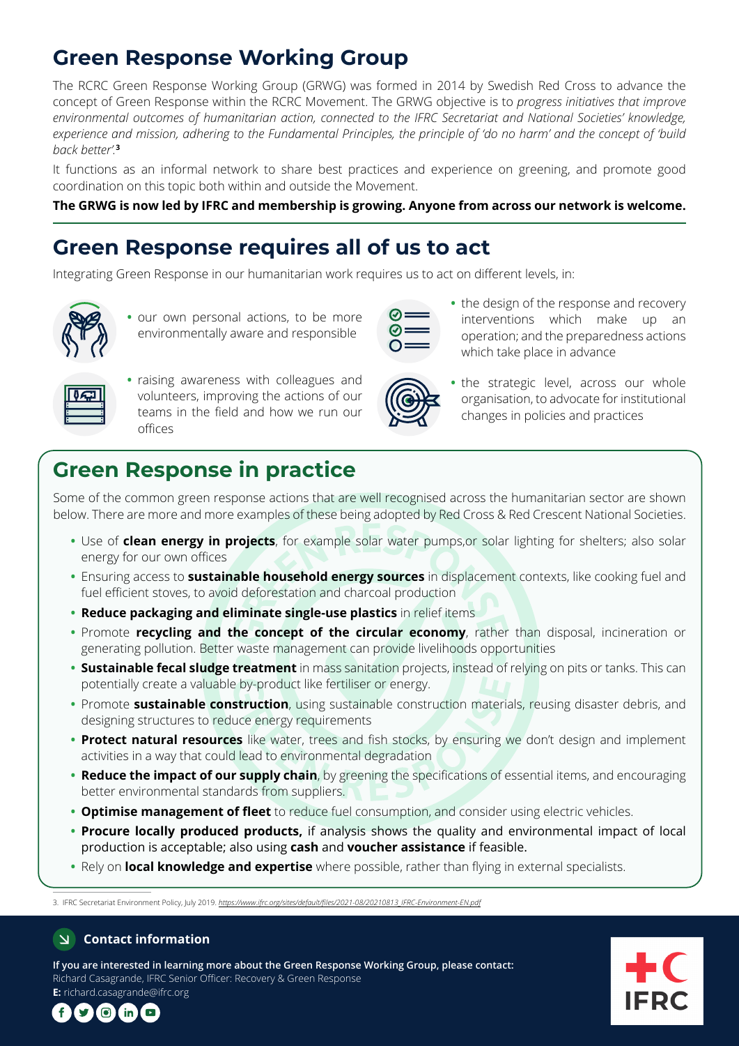## Green Response Working Group

The RCRC Green Response Working Group (GRWG) was formed in 2014 by Swedish Red Cross to advance the concept of Green Response within the RCRC Movement. The GRWG objective is to *progress initiatives that improve environmental outcomes of humanitarian action, connected to the IFRC Secretariat and National Societies' knowledge, experience and mission, adhering to the Fundamental Principles, the principle of 'do no harm' and the concept of 'build back better'.*[3]

It functions as an informal network to share best practices and experience on greening, and promote good coordination on this topic both within and outside the Movement.

**The GRWG is now led by IFRC and membership is growing. Anyone from across our network is welcome.**

## Green Response requires all of us to act

Integrating Green Response in our humanitarian work requires us to act on different levels, in:

- our own personal actions, to be more environmentally aware and responsible
- raising awareness with colleagues and volunteers, improving the actions of our teams in the field and how we run our offices
- the design of the response and recovery interventions which make up an operation; and the preparedness actions which take place in advance
- the strategic level, across our whole organisation, to advocate for institutional changes in policies and practices

## Green Response in practice

Some of the common green response actions that are well recognised across the humanitarian sector are shown below. There are more and more examples of these being adopted by Red Cross & Red Crescent National Societies.

- Use of **clean energy in projects**, for example solar water pumps,or solar lighting for shelters; also solar energy for our own offices
- Ensuring access to **sustainable household energy sources** in displacement contexts, like cooking fuel and fuel efficient stoves, to avoid deforestation and charcoal production
- **Reduce packaging and eliminate single-use plastics** in relief items
- Promote **recycling and the concept of the circular economy**, rather than disposal, incineration or generating pollution. Better waste management can provide livelihoods opportunities
- **Sustainable fecal sludge treatment** in mass sanitation projects, instead of relying on pits or tanks. This can potentially create a valuable by-product like fertiliser or energy.
- Promote **sustainable construction**, using sustainable construction materials, reusing disaster debris, and designing structures to reduce energy requirements
- **Protect natural resources** like water, trees and fish stocks, by ensuring we don't design and implement activities in a way that could lead to environmental degradation
- **Reduce the impact of our supply chain**, by greening the specifications of essential items, and encouraging better environmental standards from suppliers.
- **Optimise management of fleet** to reduce fuel consumption, and consider using electric vehicles.
- **Procure locally produced products,** if analysis shows the quality and environmental impact of local production is acceptable; also using **cash** and **voucher assistance** if feasible.
- Rely on **local knowledge and expertise** where possible, rather than flying in external specialists.

3. IFRC Secretariat Environment Policy, July 2019. *https://www.ifrc.org/sites/default/files/2021-08/20210813_IFRC-Environment-EN.pdf*

### Contact information

**If you are interested in learning more about the Green Response Working Group, please contact:**
Richard Casagrande, IFRC Senior Officer: Recovery & Green Response
**E:** richard.casagrande@ifrc.org

IFRC